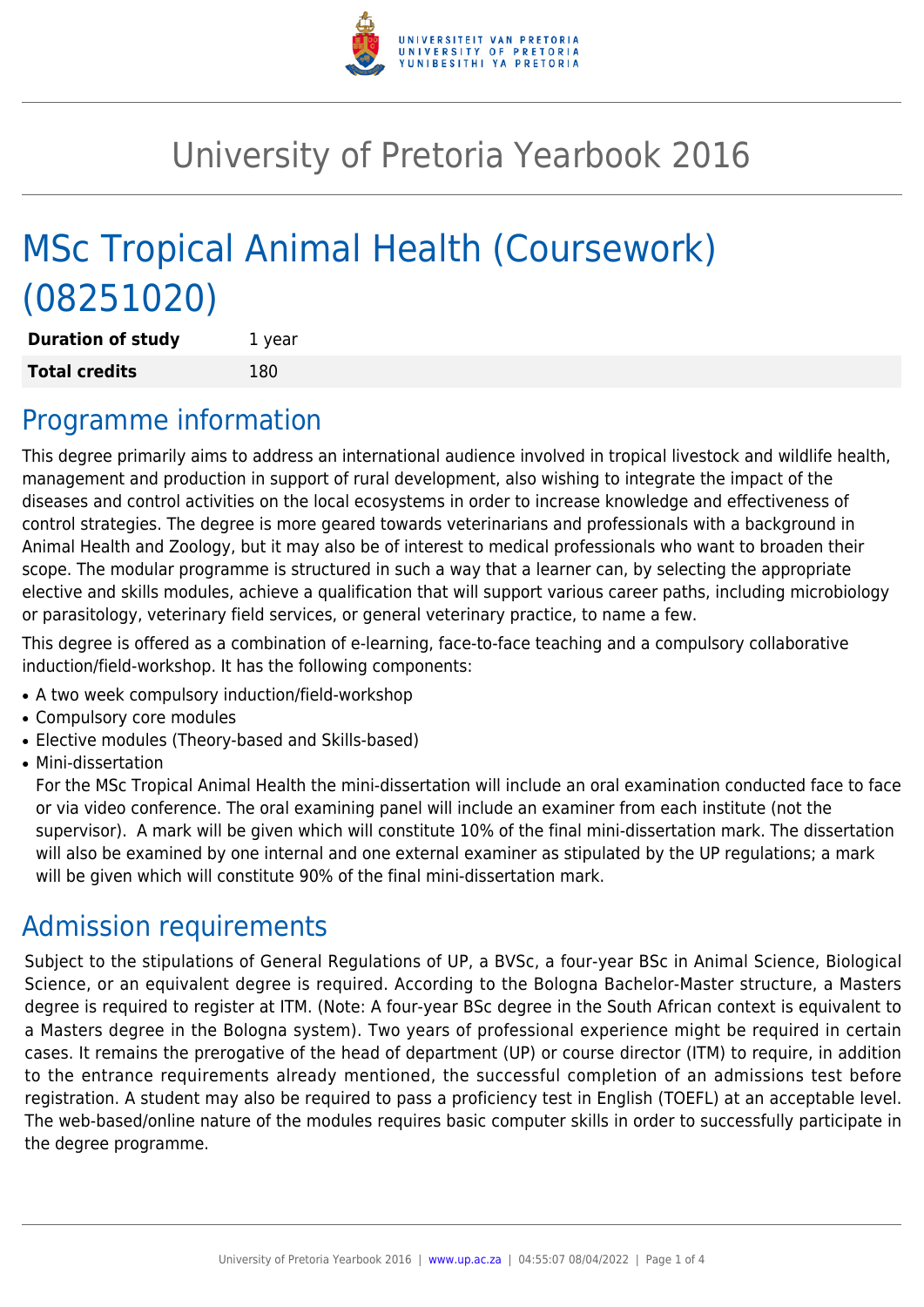# University of Pretoria Yearbook 2016

# MSc Tropical Animal Health (Coursework) (08251020)

| **Duration of study** | 1 year |
| --- | --- |
| **Total credits** | 180 |

## Programme information

This degree primarily aims to address an international audience involved in tropical livestock and wildlife health, management and production in support of rural development, also wishing to integrate the impact of the diseases and control activities on the local ecosystems in order to increase knowledge and effectiveness of control strategies. The degree is more geared towards veterinarians and professionals with a background in Animal Health and Zoology, but it may also be of interest to medical professionals who want to broaden their scope. The modular programme is structured in such a way that a learner can, by selecting the appropriate elective and skills modules, achieve a qualification that will support various career paths, including microbiology or parasitology, veterinary field services, or general veterinary practice, to name a few.

This degree is offered as a combination of e-learning, face-to-face teaching and a compulsory collaborative induction/field-workshop. It has the following components:

- A two week compulsory induction/field-workshop
- Compulsory core modules
- Elective modules (Theory-based and Skills-based)
- Mini-dissertation
  For the MSc Tropical Animal Health the mini-dissertation will include an oral examination conducted face to face or via video conference. The oral examining panel will include an examiner from each institute (not the supervisor). A mark will be given which will constitute 10% of the final mini-dissertation mark. The dissertation will also be examined by one internal and one external examiner as stipulated by the UP regulations; a mark will be given which will constitute 90% of the final mini-dissertation mark.

## Admission requirements

Subject to the stipulations of General Regulations of UP, a BVSc, a four-year BSc in Animal Science, Biological Science, or an equivalent degree is required. According to the Bologna Bachelor-Master structure, a Masters degree is required to register at ITM. (Note: A four-year BSc degree in the South African context is equivalent to a Masters degree in the Bologna system). Two years of professional experience might be required in certain cases. It remains the prerogative of the head of department (UP) or course director (ITM) to require, in addition to the entrance requirements already mentioned, the successful completion of an admissions test before registration. A student may also be required to pass a proficiency test in English (TOEFL) at an acceptable level. The web-based/online nature of the modules requires basic computer skills in order to successfully participate in the degree programme.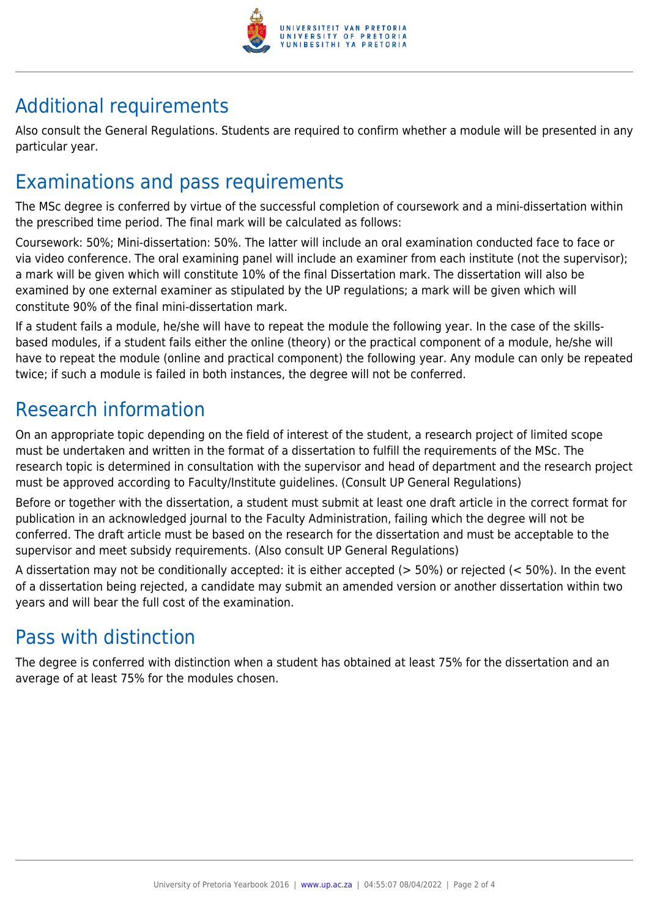## Additional requirements

Also consult the General Regulations. Students are required to confirm whether a module will be presented in any particular year.

## Examinations and pass requirements

The MSc degree is conferred by virtue of the successful completion of coursework and a mini-dissertation within the prescribed time period. The final mark will be calculated as follows:

Coursework: 50%; Mini-dissertation: 50%. The latter will include an oral examination conducted face to face or via video conference. The oral examining panel will include an examiner from each institute (not the supervisor); a mark will be given which will constitute 10% of the final Dissertation mark. The dissertation will also be examined by one external examiner as stipulated by the UP regulations; a mark will be given which will constitute 90% of the final mini-dissertation mark.

If a student fails a module, he/she will have to repeat the module the following year. In the case of the skills-based modules, if a student fails either the online (theory) or the practical component of a module, he/she will have to repeat the module (online and practical component) the following year. Any module can only be repeated twice; if such a module is failed in both instances, the degree will not be conferred.

## Research information

On an appropriate topic depending on the field of interest of the student, a research project of limited scope must be undertaken and written in the format of a dissertation to fulfill the requirements of the MSc. The research topic is determined in consultation with the supervisor and head of department and the research project must be approved according to Faculty/Institute guidelines. (Consult UP General Regulations)

Before or together with the dissertation, a student must submit at least one draft article in the correct format for publication in an acknowledged journal to the Faculty Administration, failing which the degree will not be conferred. The draft article must be based on the research for the dissertation and must be acceptable to the supervisor and meet subsidy requirements. (Also consult UP General Regulations)

A dissertation may not be conditionally accepted: it is either accepted (> 50%) or rejected (< 50%). In the event of a dissertation being rejected, a candidate may submit an amended version or another dissertation within two years and will bear the full cost of the examination.

## Pass with distinction

The degree is conferred with distinction when a student has obtained at least 75% for the dissertation and an average of at least 75% for the modules chosen.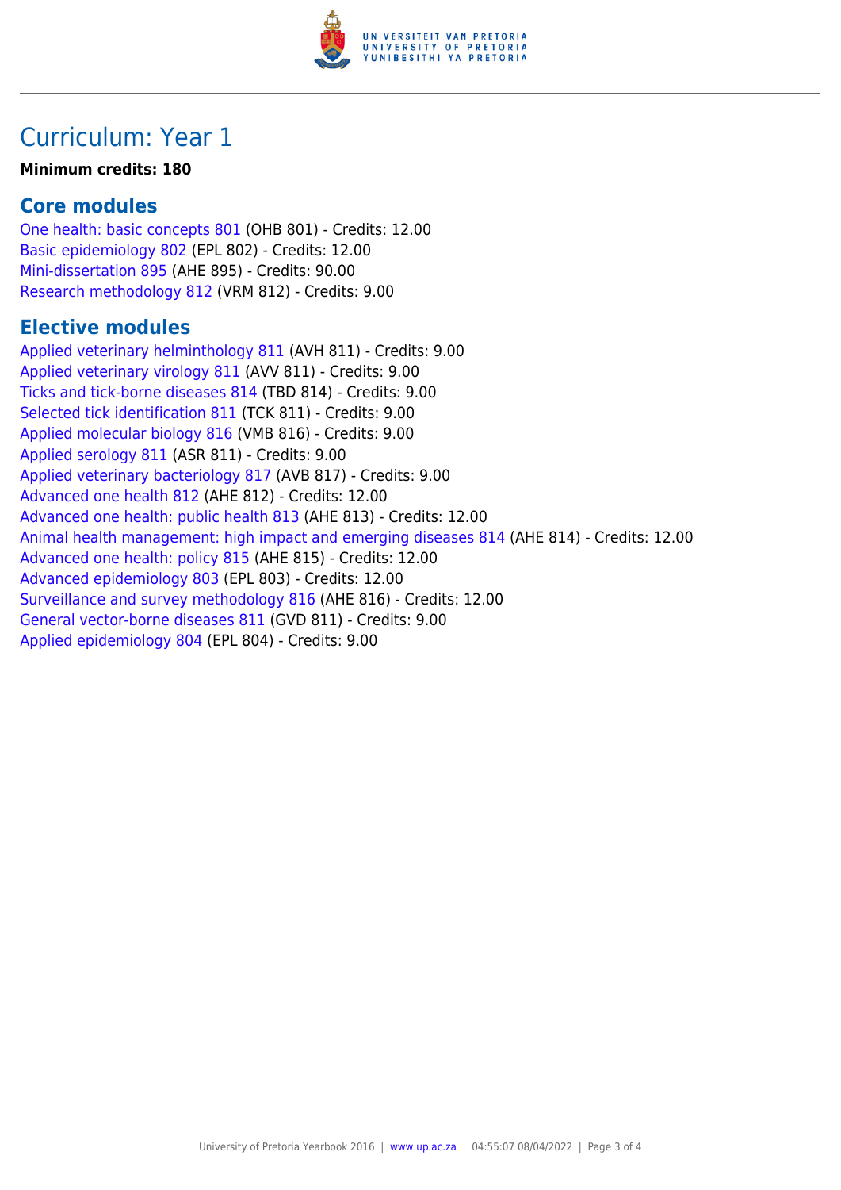# Curriculum: Year 1

**Minimum credits: 180**

## Core modules

One health: basic concepts 801 (OHB 801) - Credits: 12.00
Basic epidemiology 802 (EPL 802) - Credits: 12.00
Mini-dissertation 895 (AHE 895) - Credits: 90.00
Research methodology 812 (VRM 812) - Credits: 9.00

## Elective modules

Applied veterinary helminthology 811 (AVH 811) - Credits: 9.00
Applied veterinary virology 811 (AVV 811) - Credits: 9.00
Ticks and tick-borne diseases 814 (TBD 814) - Credits: 9.00
Selected tick identification 811 (TCK 811) - Credits: 9.00
Applied molecular biology 816 (VMB 816) - Credits: 9.00
Applied serology 811 (ASR 811) - Credits: 9.00
Applied veterinary bacteriology 817 (AVB 817) - Credits: 9.00
Advanced one health 812 (AHE 812) - Credits: 12.00
Advanced one health: public health 813 (AHE 813) - Credits: 12.00
Animal health management: high impact and emerging diseases 814 (AHE 814) - Credits: 12.00
Advanced one health: policy 815 (AHE 815) - Credits: 12.00
Advanced epidemiology 803 (EPL 803) - Credits: 12.00
Surveillance and survey methodology 816 (AHE 816) - Credits: 12.00
General vector-borne diseases 811 (GVD 811) - Credits: 9.00
Applied epidemiology 804 (EPL 804) - Credits: 9.00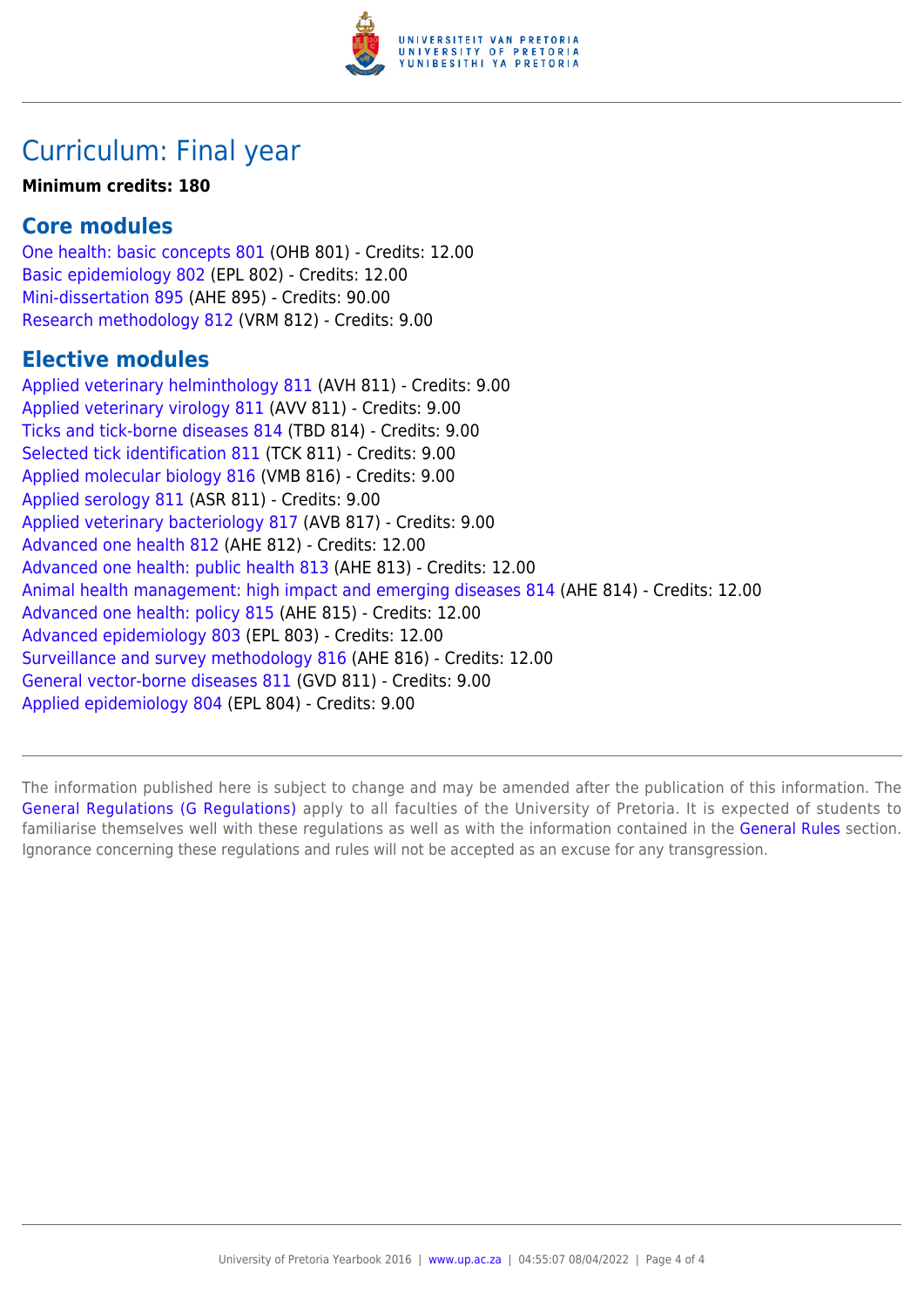## Curriculum: Final year

**Minimum credits: 180**

### Core modules

One health: basic concepts 801 (OHB 801) - Credits: 12.00
Basic epidemiology 802 (EPL 802) - Credits: 12.00
Mini-dissertation 895 (AHE 895) - Credits: 90.00
Research methodology 812 (VRM 812) - Credits: 9.00

### Elective modules

Applied veterinary helminthology 811 (AVH 811) - Credits: 9.00
Applied veterinary virology 811 (AVV 811) - Credits: 9.00
Ticks and tick-borne diseases 814 (TBD 814) - Credits: 9.00
Selected tick identification 811 (TCK 811) - Credits: 9.00
Applied molecular biology 816 (VMB 816) - Credits: 9.00
Applied serology 811 (ASR 811) - Credits: 9.00
Applied veterinary bacteriology 817 (AVB 817) - Credits: 9.00
Advanced one health 812 (AHE 812) - Credits: 12.00
Advanced one health: public health 813 (AHE 813) - Credits: 12.00
Animal health management: high impact and emerging diseases 814 (AHE 814) - Credits: 12.00
Advanced one health: policy 815 (AHE 815) - Credits: 12.00
Advanced epidemiology 803 (EPL 803) - Credits: 12.00
Surveillance and survey methodology 816 (AHE 816) - Credits: 12.00
General vector-borne diseases 811 (GVD 811) - Credits: 9.00
Applied epidemiology 804 (EPL 804) - Credits: 9.00

The information published here is subject to change and may be amended after the publication of this information. The General Regulations (G Regulations) apply to all faculties of the University of Pretoria. It is expected of students to familiarise themselves well with these regulations as well as with the information contained in the General Rules section. Ignorance concerning these regulations and rules will not be accepted as an excuse for any transgression.